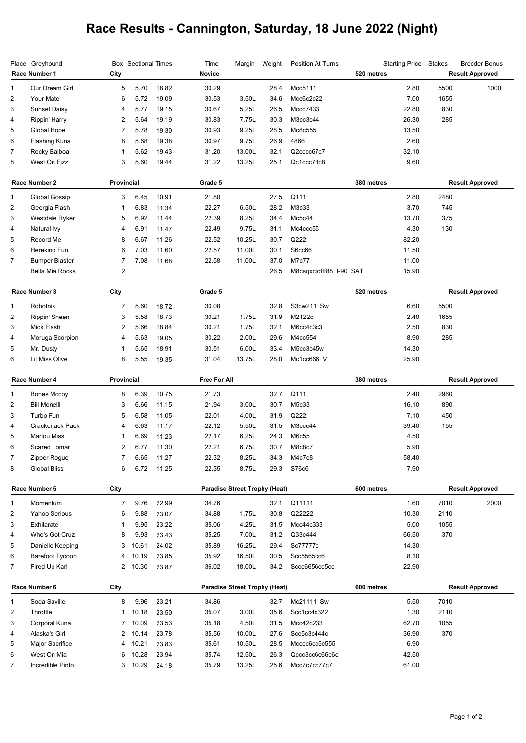# Race Results - Cannington, Saturday, 18 June 2022 (Night)

| Place | Greyhound | Box | Sectional Times | | Time | Margin | Weight | Position At Turns | Starting Price | Stakes | Breeder Bonus |
|---|---|---|---|---|---|---|---|---|---|---|---|
| **Race Number 1** | | **City** | | | **Novice** | | | **520 metres** | | **Result Approved** | |
| 1 | Our Dream Girl | 5 | 5.70 | 18.82 | 30.29 | | 28.4 | Mcc5111 | 2.80 | 5500 | 1000 |
| 2 | Your Mate | 6 | 5.72 | 19.09 | 30.53 | 3.50L | 34.6 | Mcc6c2c22 | 7.00 | 1655 | |
| 3 | Sunset Daisy | 4 | 5.77 | 19.15 | 30.67 | 5.25L | 26.5 | Mccc7433 | 22.80 | 830 | |
| 4 | Rippin' Harry | 2 | 5.64 | 19.19 | 30.83 | 7.75L | 30.3 | M3cc3c44 | 26.30 | 285 | |
| 5 | Global Hope | 7 | 5.78 | 19.30 | 30.93 | 9.25L | 28.5 | Mc8c555 | 13.50 | | |
| 6 | Flashing Kuna | 8 | 5.68 | 19.38 | 30.97 | 9.75L | 26.9 | 4866 | 2.60 | | |
| 7 | Rocky Balboa | 1 | 5.62 | 19.43 | 31.20 | 13.00L | 32.1 | Q2cccc67c7 | 32.10 | | |
| 8 | West On Fizz | 3 | 5.60 | 19.44 | 31.22 | 13.25L | 25.1 | Qc1ccc78c8 | 9.60 | | |
| **Race Number 2** | | **Provincial** | | | **Grade 5** | | | **380 metres** | | **Result Approved** | |
| 1 | Global Gossip | 3 | 6.45 | 10.91 | 21.80 | | 27.5 | Q111 | 2.80 | 2480 | |
| 2 | Georgia Flash | 1 | 6.83 | 11.34 | 22.27 | 6.50L | 28.2 | M3c33 | 3.70 | 745 | |
| 3 | Westdale Ryker | 5 | 6.92 | 11.44 | 22.39 | 8.25L | 34.4 | Mc5c44 | 13.70 | 375 | |
| 4 | Natural Ivy | 4 | 6.91 | 11.47 | 22.49 | 9.75L | 31.1 | Mc4ccc55 | 4.30 | 130 | |
| 5 | Record Me | 8 | 6.67 | 11.26 | 22.52 | 10.25L | 30.7 | Q222 | 82.20 | | |
| 6 | Herekino Fun | 6 | 7.03 | 11.60 | 22.57 | 11.00L | 30.1 | S6cc66 | 11.50 | | |
| 7 | Bumper Blaster | 7 | 7.08 | 11.68 | 22.58 | 11.00L | 37.0 | M7c77 | 11.00 | | |
| | Bella Mia Rocks | 2 | | | | | 26.5 | M8csqxctoftf88 I-90 SAT | 15.90 | | |
| **Race Number 3** | | **City** | | | **Grade 5** | | | **520 metres** | | **Result Approved** | |
| 1 | Robotnik | 7 | 5.60 | 18.72 | 30.08 | | 32.8 | S3cw211 Sw | 6.60 | 5500 | |
| 2 | Rippin' Sheen | 3 | 5.58 | 18.73 | 30.21 | 1.75L | 31.9 | M2122c | 2.40 | 1655 | |
| 3 | Mick Flash | 2 | 5.66 | 18.84 | 30.21 | 1.75L | 32.1 | M6cc4c3c3 | 2.50 | 830 | |
| 4 | Moruga Scorpion | 4 | 5.63 | 19.05 | 30.22 | 2.00L | 29.6 | M4cc554 | 8.90 | 285 | |
| 5 | Mr. Dusty | 1 | 5.65 | 18.91 | 30.51 | 6.00L | 33.4 | M5cc3c45w | 14.30 | | |
| 6 | Lil Miss Olive | 8 | 5.55 | 19.35 | 31.04 | 13.75L | 28.0 | Mc1cc666 V | 25.90 | | |
| **Race Number 4** | | **Provincial** | | | **Free For All** | | | **380 metres** | | **Result Approved** | |
| 1 | Bones Mccoy | 8 | 6.39 | 10.75 | 21.73 | | 32.7 | Q111 | 2.40 | 2960 | |
| 2 | Bill Monelli | 3 | 6.66 | 11.15 | 21.94 | 3.00L | 30.7 | M5c33 | 16.10 | 890 | |
| 3 | Turbo Fun | 5 | 6.58 | 11.05 | 22.01 | 4.00L | 31.9 | Q222 | 7.10 | 450 | |
| 4 | Crackerjack Pack | 4 | 6.63 | 11.17 | 22.12 | 5.50L | 31.5 | M3ccc44 | 39.40 | 155 | |
| 5 | Marlou Miss | 1 | 6.69 | 11.23 | 22.17 | 6.25L | 24.3 | M6c55 | 4.50 | | |
| 6 | Scared Lomar | 2 | 6.77 | 11.30 | 22.21 | 6.75L | 30.7 | M8c8c7 | 5.90 | | |
| 7 | Zipper Rogue | 7 | 6.65 | 11.27 | 22.32 | 8.25L | 34.3 | M4c7c8 | 58.40 | | |
| 8 | Global Bliss | 6 | 6.72 | 11.25 | 22.35 | 8.75L | 29.3 | S76c6 | 7.90 | | |
| **Race Number 5** | | **City** | | | **Paradise Street Trophy (Heat)** | | | **600 metres** | | **Result Approved** | |
| 1 | Momentum | 7 | 9.76 | 22.99 | 34.76 | | 32.1 | Q11111 | 1.60 | 7010 | 2000 |
| 2 | Yahoo Serious | 6 | 9.88 | 23.07 | 34.88 | 1.75L | 30.8 | Q22222 | 10.30 | 2110 | |
| 3 | Exhilarate | 1 | 9.95 | 23.22 | 35.06 | 4.25L | 31.5 | Mcc44c333 | 5.00 | 1055 | |
| 4 | Who's Got Cruz | 8 | 9.93 | 23.43 | 35.25 | 7.00L | 31.2 | Q33c444 | 66.50 | 370 | |
| 5 | Danielle Keeping | 3 | 10.61 | 24.02 | 35.89 | 16.25L | 29.4 | Sc77777c | 14.30 | | |
| 6 | Barefoot Tycoon | 4 | 10.19 | 23.85 | 35.92 | 16.50L | 30.5 | Scc5565cc6 | 8.10 | | |
| 7 | Fired Up Karl | 2 | 10.30 | 23.87 | 36.02 | 18.00L | 34.2 | Sccc6656cc5cc | 22.90 | | |
| **Race Number 6** | | **City** | | | **Paradise Street Trophy (Heat)** | | | **600 metres** | | **Result Approved** | |
| 1 | Soda Saville | 8 | 9.96 | 23.21 | 34.86 | | 32.7 | Mc21111 Sw | 5.50 | 7010 | |
| 2 | Throttle | 1 | 10.18 | 23.50 | 35.07 | 3.00L | 35.6 | Scc1cc4c322 | 1.30 | 2110 | |
| 3 | Corporal Kuna | 7 | 10.09 | 23.53 | 35.18 | 4.50L | 31.5 | Mcc42c233 | 62.70 | 1055 | |
| 4 | Alaska's Girl | 2 | 10.14 | 23.78 | 35.56 | 10.00L | 27.6 | Scc5c3c444c | 36.90 | 370 | |
| 5 | Major Sacrifice | 4 | 10.21 | 23.83 | 35.61 | 10.50L | 28.5 | Mcccc6cc5c555 | 6.90 | | |
| 6 | West On Mia | 6 | 10.28 | 23.94 | 35.74 | 12.50L | 26.3 | Qccc3cc6c66c6c | 42.50 | | |
| 7 | Incredible Pinto | 3 | 10.29 | 24.18 | 35.79 | 13.25L | 25.6 | Mcc7c7cc77c7 | 61.00 | | |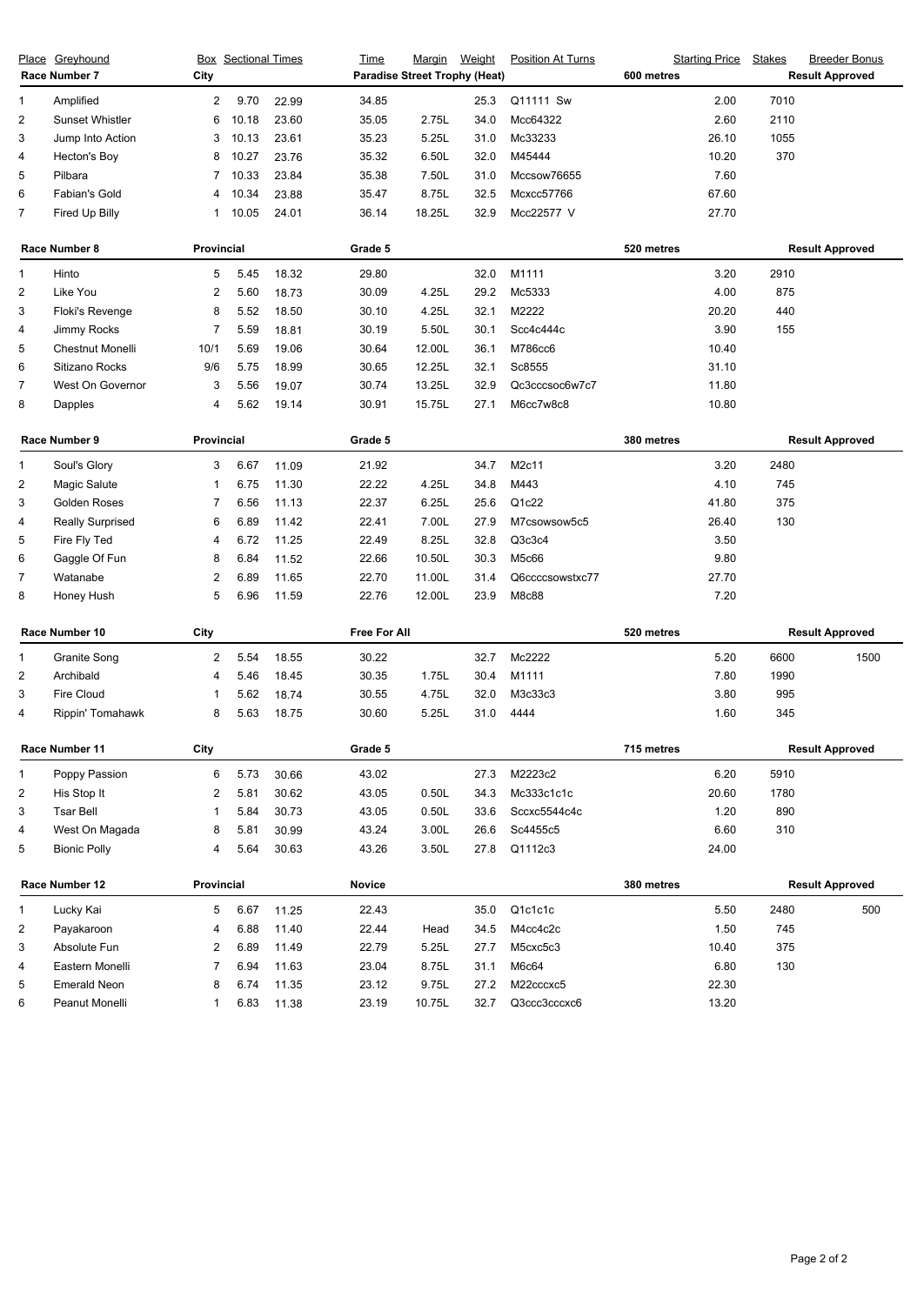| Place | Greyhound | Box | Sectional Times | | Time | Margin | Weight | Position At Turns | Starting Price | Stakes | Breeder Bonus |
|---|---|---|---|---|---|---|---|---|---|---|---|
| **Race Number 7** | | **City** | | | **Paradise Street Trophy (Heat)** | | | **600 metres** | | **Result Approved** | |
| 1 | Amplified | 2 | 9.70 | 22.99 | 34.85 | | 25.3 | Q11111 Sw | 2.00 | 7010 | |
| 2 | Sunset Whistler | 6 | 10.18 | 23.60 | 35.05 | 2.75L | 34.0 | Mcc64322 | 2.60 | 2110 | |
| 3 | Jump Into Action | 3 | 10.13 | 23.61 | 35.23 | 5.25L | 31.0 | Mc33233 | 26.10 | 1055 | |
| 4 | Hecton's Boy | 8 | 10.27 | 23.76 | 35.32 | 6.50L | 32.0 | M45444 | 10.20 | 370 | |
| 5 | Pilbara | 7 | 10.33 | 23.84 | 35.38 | 7.50L | 31.0 | Mccsow76655 | 7.60 | | |
| 6 | Fabian's Gold | 4 | 10.34 | 23.88 | 35.47 | 8.75L | 32.5 | Mcxcc57766 | 67.60 | | |
| 7 | Fired Up Billy | 1 | 10.05 | 24.01 | 36.14 | 18.25L | 32.9 | Mcc22577 V | 27.70 | | |
| **Race Number 8** | | **Provincial** | | | **Grade 5** | | | **520 metres** | | **Result Approved** | |
| 1 | Hinto | 5 | 5.45 | 18.32 | 29.80 | | 32.0 | M1111 | 3.20 | 2910 | |
| 2 | Like You | 2 | 5.60 | 18.73 | 30.09 | 4.25L | 29.2 | Mc5333 | 4.00 | 875 | |
| 3 | Floki's Revenge | 8 | 5.52 | 18.50 | 30.10 | 4.25L | 32.1 | M2222 | 20.20 | 440 | |
| 4 | Jimmy Rocks | 7 | 5.59 | 18.81 | 30.19 | 5.50L | 30.1 | Scc4c444c | 3.90 | 155 | |
| 5 | Chestnut Monelli | 10/1 | 5.69 | 19.06 | 30.64 | 12.00L | 36.1 | M786cc6 | 10.40 | | |
| 6 | Sitizano Rocks | 9/6 | 5.75 | 18.99 | 30.65 | 12.25L | 32.1 | Sc8555 | 31.10 | | |
| 7 | West On Governor | 3 | 5.56 | 19.07 | 30.74 | 13.25L | 32.9 | Qc3cccsoc6w7c7 | 11.80 | | |
| 8 | Dapples | 4 | 5.62 | 19.14 | 30.91 | 15.75L | 27.1 | M6cc7w8c8 | 10.80 | | |
| **Race Number 9** | | **Provincial** | | | **Grade 5** | | | **380 metres** | | **Result Approved** | |
| 1 | Soul's Glory | 3 | 6.67 | 11.09 | 21.92 | | 34.7 | M2c11 | 3.20 | 2480 | |
| 2 | Magic Salute | 1 | 6.75 | 11.30 | 22.22 | 4.25L | 34.8 | M443 | 4.10 | 745 | |
| 3 | Golden Roses | 7 | 6.56 | 11.13 | 22.37 | 6.25L | 25.6 | Q1c22 | 41.80 | 375 | |
| 4 | Really Surprised | 6 | 6.89 | 11.42 | 22.41 | 7.00L | 27.9 | M7csowsow5c5 | 26.40 | 130 | |
| 5 | Fire Fly Ted | 4 | 6.72 | 11.25 | 22.49 | 8.25L | 32.8 | Q3c3c4 | 3.50 | | |
| 6 | Gaggle Of Fun | 8 | 6.84 | 11.52 | 22.66 | 10.50L | 30.3 | M5c66 | 9.80 | | |
| 7 | Watanabe | 2 | 6.89 | 11.65 | 22.70 | 11.00L | 31.4 | Q6ccccsowstxc77 | 27.70 | | |
| 8 | Honey Hush | 5 | 6.96 | 11.59 | 22.76 | 12.00L | 23.9 | M8c88 | 7.20 | | |
| **Race Number 10** | | **City** | | | **Free For All** | | | **520 metres** | | **Result Approved** | |
| 1 | Granite Song | 2 | 5.54 | 18.55 | 30.22 | | 32.7 | Mc2222 | 5.20 | 6600 | 1500 |
| 2 | Archibald | 4 | 5.46 | 18.45 | 30.35 | 1.75L | 30.4 | M1111 | 7.80 | 1990 | |
| 3 | Fire Cloud | 1 | 5.62 | 18.74 | 30.55 | 4.75L | 32.0 | M3c33c3 | 3.80 | 995 | |
| 4 | Rippin' Tomahawk | 8 | 5.63 | 18.75 | 30.60 | 5.25L | 31.0 | 4444 | 1.60 | 345 | |
| **Race Number 11** | | **City** | | | **Grade 5** | | | **715 metres** | | **Result Approved** | |
| 1 | Poppy Passion | 6 | 5.73 | 30.66 | 43.02 | | 27.3 | M2223c2 | 6.20 | 5910 | |
| 2 | His Stop It | 2 | 5.81 | 30.62 | 43.05 | 0.50L | 34.3 | Mc333c1c1c | 20.60 | 1780 | |
| 3 | Tsar Bell | 1 | 5.84 | 30.73 | 43.05 | 0.50L | 33.6 | Sccxc5544c4c | 1.20 | 890 | |
| 4 | West On Magada | 8 | 5.81 | 30.99 | 43.24 | 3.00L | 26.6 | Sc4455c5 | 6.60 | 310 | |
| 5 | Bionic Polly | 4 | 5.64 | 30.63 | 43.26 | 3.50L | 27.8 | Q1112c3 | 24.00 | | |
| **Race Number 12** | | **Provincial** | | | **Novice** | | | **380 metres** | | **Result Approved** | |
| 1 | Lucky Kai | 5 | 6.67 | 11.25 | 22.43 | | 35.0 | Q1c1c1c | 5.50 | 2480 | 500 |
| 2 | Payakaroon | 4 | 6.88 | 11.40 | 22.44 | Head | 34.5 | M4cc4c2c | 1.50 | 745 | |
| 3 | Absolute Fun | 2 | 6.89 | 11.49 | 22.79 | 5.25L | 27.7 | M5cxc5c3 | 10.40 | 375 | |
| 4 | Eastern Monelli | 7 | 6.94 | 11.63 | 23.04 | 8.75L | 31.1 | M6c64 | 6.80 | 130 | |
| 5 | Emerald Neon | 8 | 6.74 | 11.35 | 23.12 | 9.75L | 27.2 | M22cccxc5 | 22.30 | | |
| 6 | Peanut Monelli | 1 | 6.83 | 11.38 | 23.19 | 10.75L | 32.7 | Q3ccc3cccxc6 | 13.20 | | |